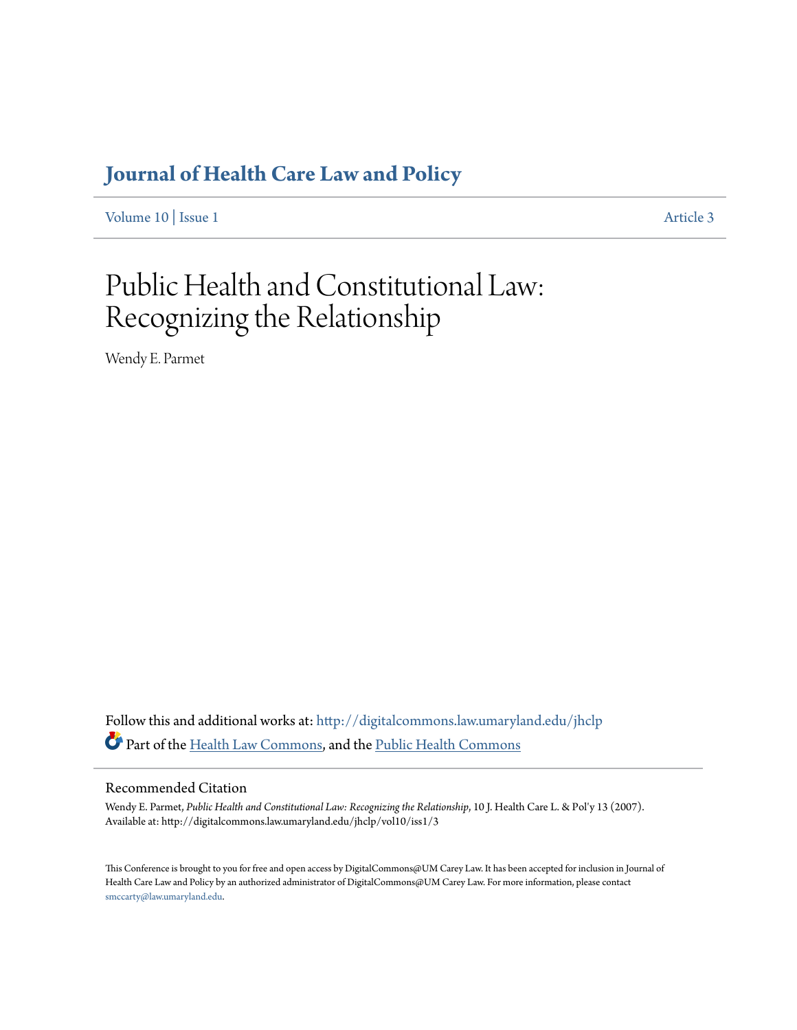# Journal of Health Care Law and Policy

Volume 10 | Issue 1 Article 3

# Public Health and Constitutional Law: Recognizing the Relationship

Wendy E. Parmet

Follow this and additional works at: http://digitalcommons.law.umaryland.edu/jhclp

Part of the Health Law Commons, and the Public Health Commons

## Recommended Citation

Wendy E. Parmet, *Public Health and Constitutional Law: Recognizing the Relationship*, 10 J. Health Care L. & Pol'y 13 (2007).
Available at: http://digitalcommons.law.umaryland.edu/jhclp/vol10/iss1/3

This Conference is brought to you for free and open access by DigitalCommons@UM Carey Law. It has been accepted for inclusion in Journal of Health Care Law and Policy by an authorized administrator of DigitalCommons@UM Carey Law. For more information, please contact smccarty@law.umaryland.edu.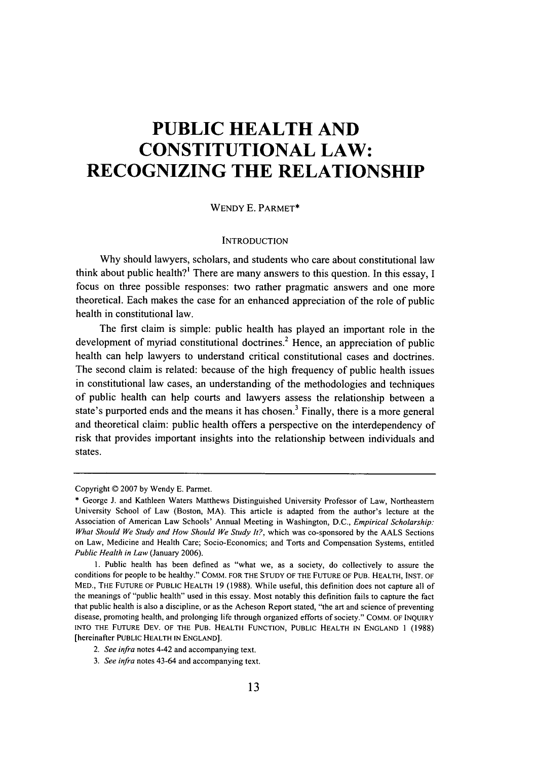# PUBLIC HEALTH AND CONSTITUTIONAL LAW: RECOGNIZING THE RELATIONSHIP

WENDY E. PARMET*

## INTRODUCTION

Why should lawyers, scholars, and students who care about constitutional law think about public health?[1] There are many answers to this question. In this essay, I focus on three possible responses: two rather pragmatic answers and one more theoretical. Each makes the case for an enhanced appreciation of the role of public health in constitutional law.

The first claim is simple: public health has played an important role in the development of myriad constitutional doctrines.[2] Hence, an appreciation of public health can help lawyers to understand critical constitutional cases and doctrines. The second claim is related: because of the high frequency of public health issues in constitutional law cases, an understanding of the methodologies and techniques of public health can help courts and lawyers assess the relationship between a state's purported ends and the means it has chosen.[3] Finally, there is a more general and theoretical claim: public health offers a perspective on the interdependency of risk that provides important insights into the relationship between individuals and states.

---

Copyright © 2007 by Wendy E. Parmet.

\* George J. and Kathleen Waters Matthews Distinguished University Professor of Law, Northeastern University School of Law (Boston, MA). This article is adapted from the author's lecture at the Association of American Law Schools' Annual Meeting in Washington, D.C., *Empirical Scholarship: What Should We Study and How Should We Study It?*, which was co-sponsored by the AALS Sections on Law, Medicine and Health Care; Socio-Economics; and Torts and Compensation Systems, entitled *Public Health in Law* (January 2006).

1. Public health has been defined as "what we, as a society, do collectively to assure the conditions for people to be healthy." COMM. FOR THE STUDY OF THE FUTURE OF PUB. HEALTH, INST. OF MED., THE FUTURE OF PUBLIC HEALTH 19 (1988). While useful, this definition does not capture all of the meanings of "public health" used in this essay. Most notably this definition fails to capture the fact that public health is also a discipline, or as the Acheson Report stated, "the art and science of preventing disease, promoting health, and prolonging life through organized efforts of society." COMM. OF INQUIRY INTO THE FUTURE DEV. OF THE PUB. HEALTH FUNCTION, PUBLIC HEALTH IN ENGLAND 1 (1988) [hereinafter PUBLIC HEALTH IN ENGLAND].

2. *See infra* notes 4-42 and accompanying text.

3. *See infra* notes 43-64 and accompanying text.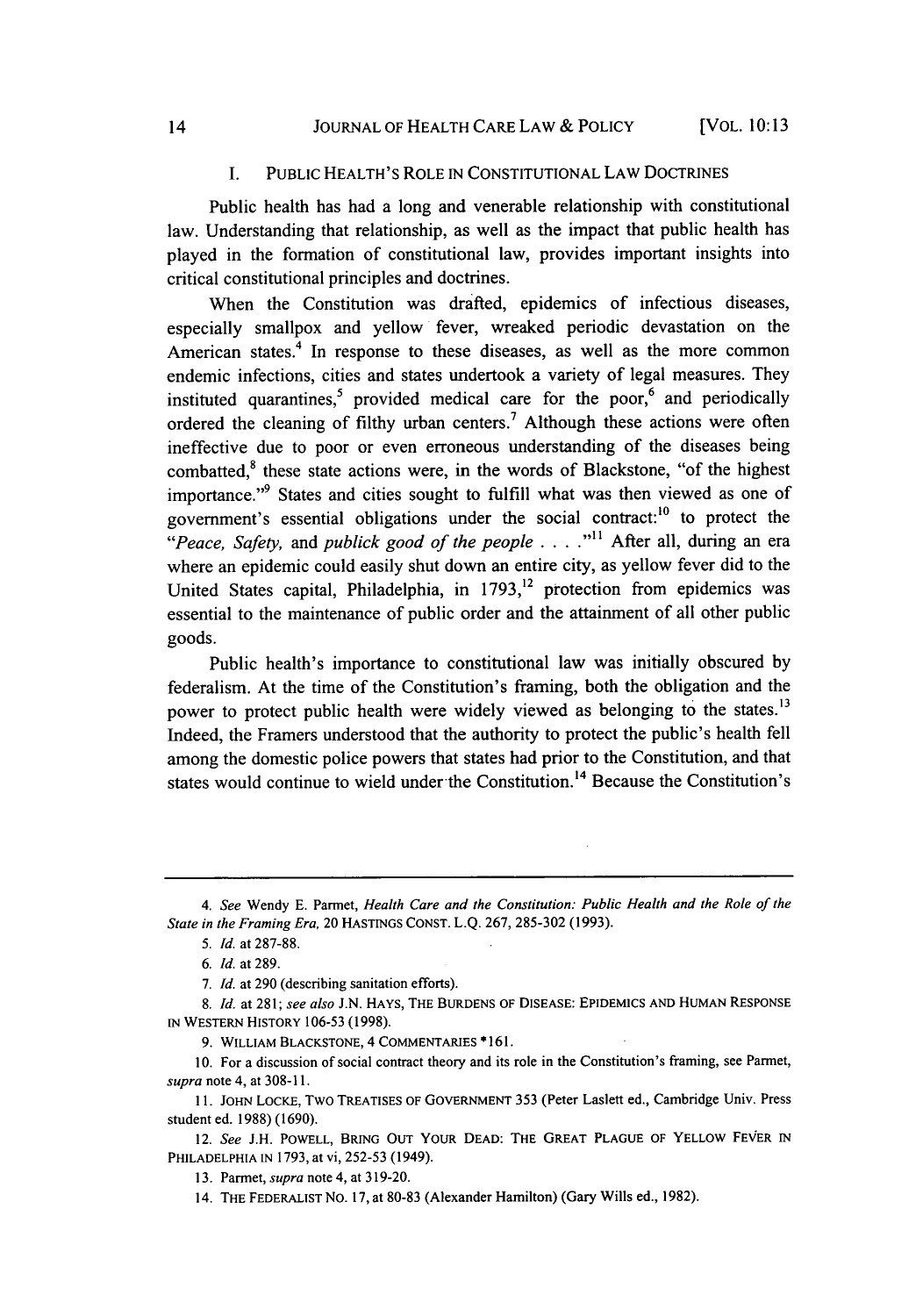## I. PUBLIC HEALTH'S ROLE IN CONSTITUTIONAL LAW DOCTRINES

Public health has had a long and venerable relationship with constitutional law. Understanding that relationship, as well as the impact that public health has played in the formation of constitutional law, provides important insights into critical constitutional principles and doctrines.

When the Constitution was drafted, epidemics of infectious diseases, especially smallpox and yellow fever, wreaked periodic devastation on the American states.[4] In response to these diseases, as well as the more common endemic infections, cities and states undertook a variety of legal measures. They instituted quarantines,[5] provided medical care for the poor,[6] and periodically ordered the cleaning of filthy urban centers.[7] Although these actions were often ineffective due to poor or even erroneous understanding of the diseases being combatted,[8] these state actions were, in the words of Blackstone, "of the highest importance."[9] States and cities sought to fulfill what was then viewed as one of government's essential obligations under the social contract:[10] to protect the "*Peace, Safety,* and *publick good of the people* . . . ."[11] After all, during an era where an epidemic could easily shut down an entire city, as yellow fever did to the United States capital, Philadelphia, in 1793,[12] protection from epidemics was essential to the maintenance of public order and the attainment of all other public goods.

Public health's importance to constitutional law was initially obscured by federalism. At the time of the Constitution's framing, both the obligation and the power to protect public health were widely viewed as belonging to the states.[13] Indeed, the Framers understood that the authority to protect the public's health fell among the domestic police powers that states had prior to the Constitution, and that states would continue to wield under the Constitution.[14] Because the Constitution's

---

4. *See* Wendy E. Parmet, *Health Care and the Constitution: Public Health and the Role of the State in the Framing Era*, 20 HASTINGS CONST. L.Q. 267, 285-302 (1993).

5. *Id.* at 287-88.

6. *Id.* at 289.

7. *Id.* at 290 (describing sanitation efforts).

8. *Id.* at 281; *see also* J.N. HAYS, THE BURDENS OF DISEASE: EPIDEMICS AND HUMAN RESPONSE IN WESTERN HISTORY 106-53 (1998).

9. WILLIAM BLACKSTONE, 4 COMMENTARIES *161.

10. For a discussion of social contract theory and its role in the Constitution's framing, see Parmet, *supra* note 4, at 308-11.

11. JOHN LOCKE, TWO TREATISES OF GOVERNMENT 353 (Peter Laslett ed., Cambridge Univ. Press student ed. 1988) (1690).

12. *See* J.H. POWELL, BRING OUT YOUR DEAD: THE GREAT PLAGUE OF YELLOW FEVER IN PHILADELPHIA IN 1793, at vi, 252-53 (1949).

13. Parmet, *supra* note 4, at 319-20.

14. THE FEDERALIST NO. 17, at 80-83 (Alexander Hamilton) (Gary Wills ed., 1982).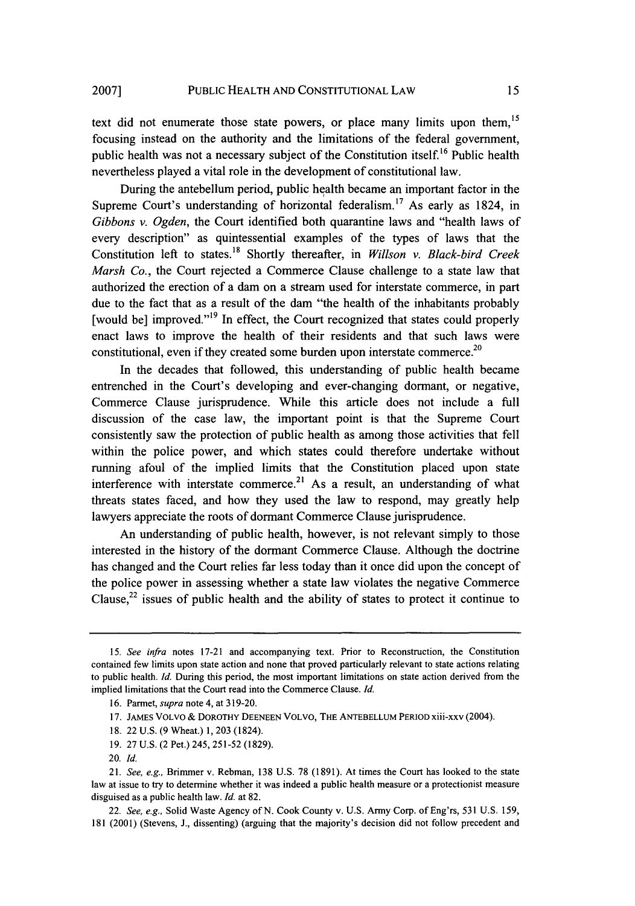text did not enumerate those state powers, or place many limits upon them,[15] focusing instead on the authority and the limitations of the federal government, public health was not a necessary subject of the Constitution itself.[16] Public health nevertheless played a vital role in the development of constitutional law.

During the antebellum period, public health became an important factor in the Supreme Court's understanding of horizontal federalism.[17] As early as 1824, in *Gibbons v. Ogden*, the Court identified both quarantine laws and "health laws of every description" as quintessential examples of the types of laws that the Constitution left to states.[18] Shortly thereafter, in *Willson v. Black-bird Creek Marsh Co.*, the Court rejected a Commerce Clause challenge to a state law that authorized the erection of a dam on a stream used for interstate commerce, in part due to the fact that as a result of the dam "the health of the inhabitants probably [would be] improved."[19] In effect, the Court recognized that states could properly enact laws to improve the health of their residents and that such laws were constitutional, even if they created some burden upon interstate commerce.[20]

In the decades that followed, this understanding of public health became entrenched in the Court's developing and ever-changing dormant, or negative, Commerce Clause jurisprudence. While this article does not include a full discussion of the case law, the important point is that the Supreme Court consistently saw the protection of public health as among those activities that fell within the police power, and which states could therefore undertake without running afoul of the implied limits that the Constitution placed upon state interference with interstate commerce.[21] As a result, an understanding of what threats states faced, and how they used the law to respond, may greatly help lawyers appreciate the roots of dormant Commerce Clause jurisprudence.

An understanding of public health, however, is not relevant simply to those interested in the history of the dormant Commerce Clause. Although the doctrine has changed and the Court relies far less today than it once did upon the concept of the police power in assessing whether a state law violates the negative Commerce Clause,[22] issues of public health and the ability of states to protect it continue to

---

15. *See infra* notes 17-21 and accompanying text. Prior to Reconstruction, the Constitution contained few limits upon state action and none that proved particularly relevant to state actions relating to public health. *Id.* During this period, the most important limitations on state action derived from the implied limitations that the Court read into the Commerce Clause. *Id.*

16. Parmet, *supra* note 4, at 319-20.

17. JAMES VOLVO & DOROTHY DEENEEN VOLVO, THE ANTEBELLUM PERIOD xiii-xxv (2004).

18. 22 U.S. (9 Wheat.) 1, 203 (1824).

19. 27 U.S. (2 Pet.) 245, 251-52 (1829).

20. *Id.*

21. *See, e.g.*, Brimmer v. Rebman, 138 U.S. 78 (1891). At times the Court has looked to the state law at issue to try to determine whether it was indeed a public health measure or a protectionist measure disguised as a public health law. *Id.* at 82.

22. *See, e.g.*, Solid Waste Agency of N. Cook County v. U.S. Army Corp. of Eng'rs, 531 U.S. 159, 181 (2001) (Stevens, J., dissenting) (arguing that the majority's decision did not follow precedent and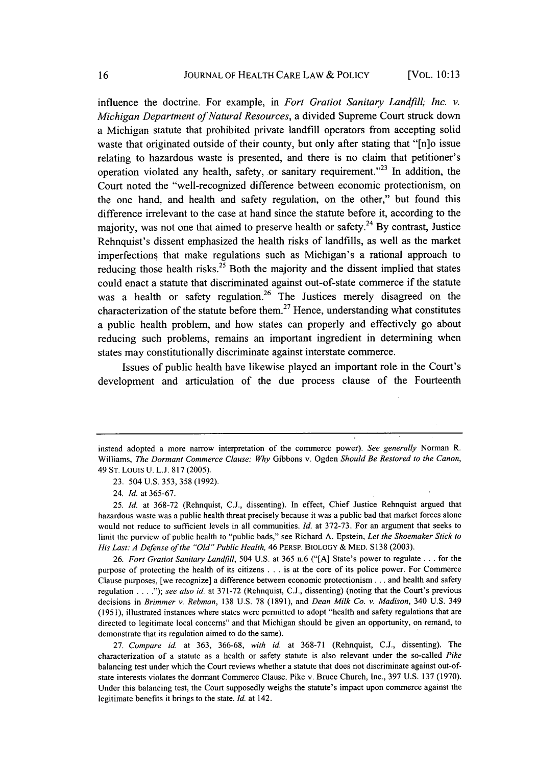influence the doctrine. For example, in *Fort Gratiot Sanitary Landfill, Inc. v. Michigan Department of Natural Resources*, a divided Supreme Court struck down a Michigan statute that prohibited private landfill operators from accepting solid waste that originated outside of their county, but only after stating that "[n]o issue relating to hazardous waste is presented, and there is no claim that petitioner's operation violated any health, safety, or sanitary requirement."[23] In addition, the Court noted the "well-recognized difference between economic protectionism, on the one hand, and health and safety regulation, on the other," but found this difference irrelevant to the case at hand since the statute before it, according to the majority, was not one that aimed to preserve health or safety.[24] By contrast, Justice Rehnquist's dissent emphasized the health risks of landfills, as well as the market imperfections that make regulations such as Michigan's a rational approach to reducing those health risks.[25] Both the majority and the dissent implied that states could enact a statute that discriminated against out-of-state commerce if the statute was a health or safety regulation.[26] The Justices merely disagreed on the characterization of the statute before them.[27] Hence, understanding what constitutes a public health problem, and how states can properly and effectively go about reducing such problems, remains an important ingredient in determining when states may constitutionally discriminate against interstate commerce.

Issues of public health have likewise played an important role in the Court's development and articulation of the due process clause of the Fourteenth

---

instead adopted a more narrow interpretation of the commerce power). *See generally* Norman R. Williams, *The Dormant Commerce Clause: Why* Gibbons v. Ogden *Should Be Restored to the Canon*, 49 ST. LOUIS U. L.J. 817 (2005).

23. 504 U.S. 353, 358 (1992).

24. *Id.* at 365-67.

25. *Id.* at 368-72 (Rehnquist, C.J., dissenting). In effect, Chief Justice Rehnquist argued that hazardous waste was a public health threat precisely because it was a public bad that market forces alone would not reduce to sufficient levels in all communities. *Id.* at 372-73. For an argument that seeks to limit the purview of public health to "public bads," see Richard A. Epstein, *Let the Shoemaker Stick to His Last: A Defense of the "Old" Public Health*, 46 PERSP. BIOLOGY & MED. S138 (2003).

26. *Fort Gratiot Sanitary Landfill*, 504 U.S. at 365 n.6 ("[A] State's power to regulate . . . for the purpose of protecting the health of its citizens . . . is at the core of its police power. For Commerce Clause purposes, [we recognize] a difference between economic protectionism . . . and health and safety regulation . . . ."); *see also id.* at 371-72 (Rehnquist, C.J., dissenting) (noting that the Court's previous decisions in *Brimmer v. Rebman*, 138 U.S. 78 (1891), and *Dean Milk Co. v. Madison*, 340 U.S. 349 (1951), illustrated instances where states were permitted to adopt "health and safety regulations that are directed to legitimate local concerns" and that Michigan should be given an opportunity, on remand, to demonstrate that its regulation aimed to do the same).

27. *Compare id.* at 363, 366-68, *with id.* at 368-71 (Rehnquist, C.J., dissenting). The characterization of a statute as a health or safety statute is also relevant under the so-called *Pike* balancing test under which the Court reviews whether a statute that does not discriminate against out-of-state interests violates the dormant Commerce Clause. Pike v. Bruce Church, Inc., 397 U.S. 137 (1970). Under this balancing test, the Court supposedly weighs the statute's impact upon commerce against the legitimate benefits it brings to the state. *Id.* at 142.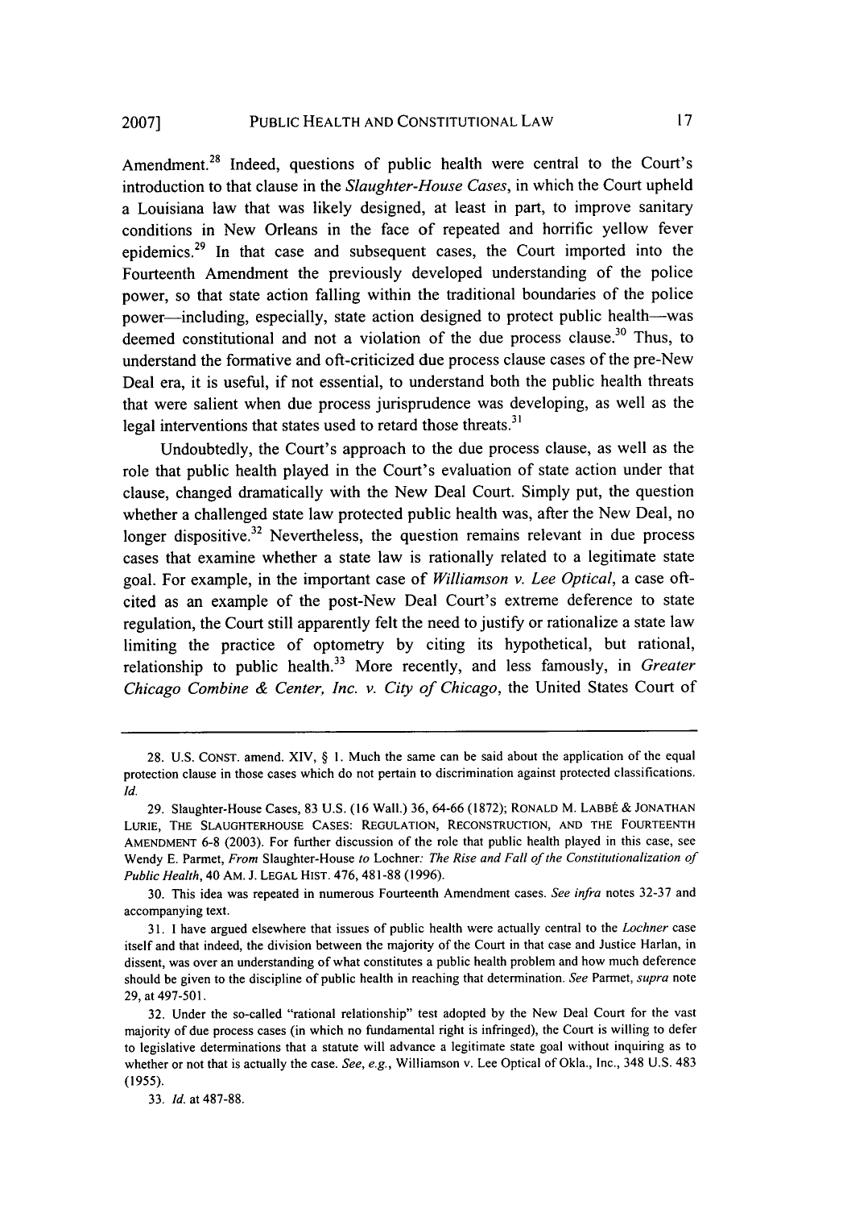Amendment.[28] Indeed, questions of public health were central to the Court's introduction to that clause in the *Slaughter-House Cases*, in which the Court upheld a Louisiana law that was likely designed, at least in part, to improve sanitary conditions in New Orleans in the face of repeated and horrific yellow fever epidemics.[29] In that case and subsequent cases, the Court imported into the Fourteenth Amendment the previously developed understanding of the police power, so that state action falling within the traditional boundaries of the police power—including, especially, state action designed to protect public health—was deemed constitutional and not a violation of the due process clause.[30] Thus, to understand the formative and oft-criticized due process clause cases of the pre-New Deal era, it is useful, if not essential, to understand both the public health threats that were salient when due process jurisprudence was developing, as well as the legal interventions that states used to retard those threats.[31]

Undoubtedly, the Court's approach to the due process clause, as well as the role that public health played in the Court's evaluation of state action under that clause, changed dramatically with the New Deal Court. Simply put, the question whether a challenged state law protected public health was, after the New Deal, no longer dispositive.[32] Nevertheless, the question remains relevant in due process cases that examine whether a state law is rationally related to a legitimate state goal. For example, in the important case of *Williamson v. Lee Optical*, a case oft-cited as an example of the post-New Deal Court's extreme deference to state regulation, the Court still apparently felt the need to justify or rationalize a state law limiting the practice of optometry by citing its hypothetical, but rational, relationship to public health.[33] More recently, and less famously, in *Greater Chicago Combine & Center, Inc. v. City of Chicago*, the United States Court of

---

28. U.S. CONST. amend. XIV, § 1. Much the same can be said about the application of the equal protection clause in those cases which do not pertain to discrimination against protected classifications. *Id.*

29. Slaughter-House Cases, 83 U.S. (16 Wall.) 36, 64-66 (1872); RONALD M. LABBÉ & JONATHAN LURIE, THE SLAUGHTERHOUSE CASES: REGULATION, RECONSTRUCTION, AND THE FOURTEENTH AMENDMENT 6-8 (2003). For further discussion of the role that public health played in this case, see Wendy E. Parmet, *From* Slaughter-House *to* Lochner: *The Rise and Fall of the Constitutionalization of Public Health*, 40 AM. J. LEGAL HIST. 476, 481-88 (1996).

30. This idea was repeated in numerous Fourteenth Amendment cases. *See infra* notes 32-37 and accompanying text.

31. I have argued elsewhere that issues of public health were actually central to the *Lochner* case itself and that indeed, the division between the majority of the Court in that case and Justice Harlan, in dissent, was over an understanding of what constitutes a public health problem and how much deference should be given to the discipline of public health in reaching that determination. *See* Parmet, *supra* note 29, at 497-501.

32. Under the so-called "rational relationship" test adopted by the New Deal Court for the vast majority of due process cases (in which no fundamental right is infringed), the Court is willing to defer to legislative determinations that a statute will advance a legitimate state goal without inquiring as to whether or not that is actually the case. *See, e.g.*, Williamson v. Lee Optical of Okla., Inc., 348 U.S. 483 (1955).

33. *Id.* at 487-88.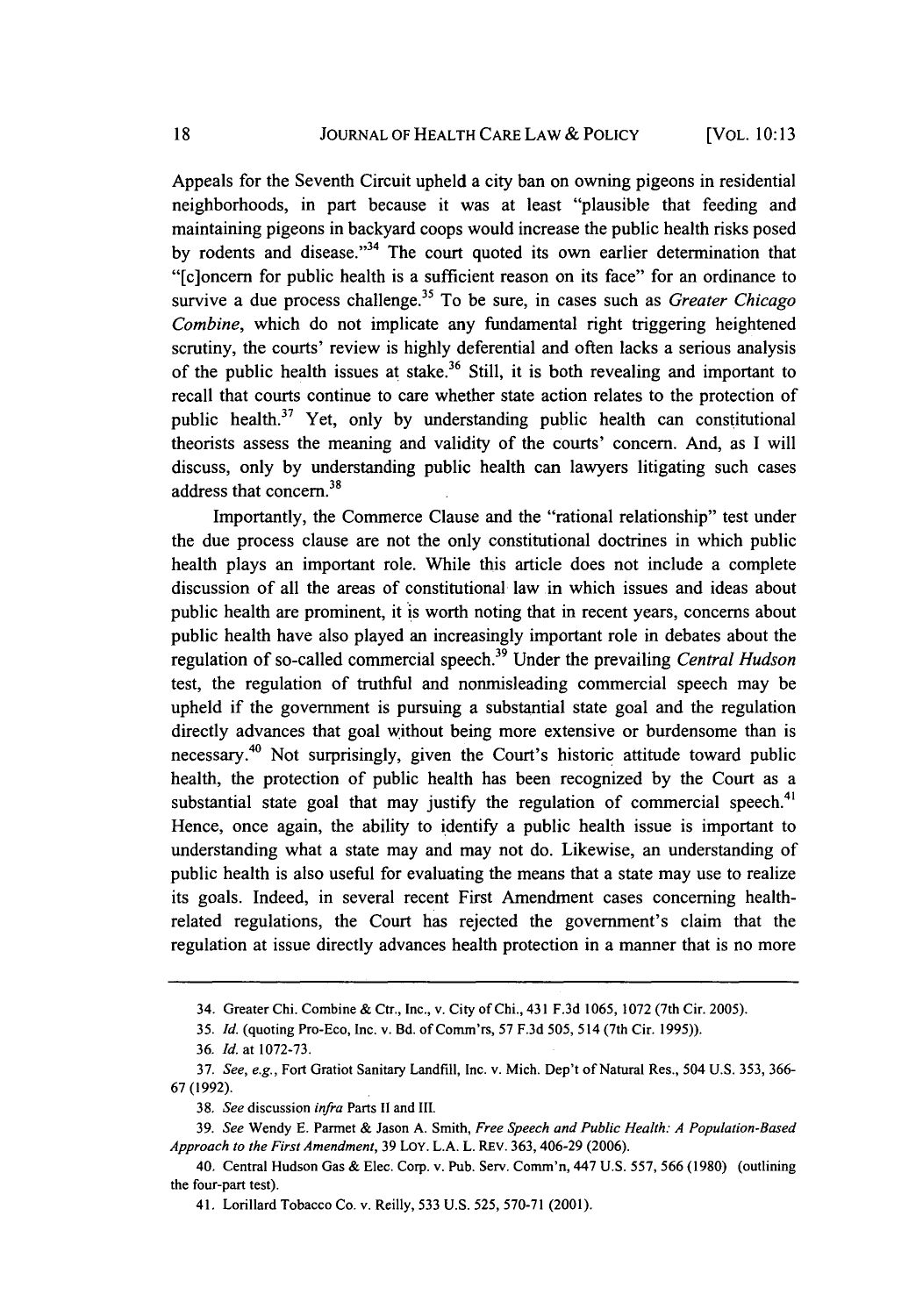Appeals for the Seventh Circuit upheld a city ban on owning pigeons in residential neighborhoods, in part because it was at least "plausible that feeding and maintaining pigeons in backyard coops would increase the public health risks posed by rodents and disease."[34] The court quoted its own earlier determination that "[c]oncern for public health is a sufficient reason on its face" for an ordinance to survive a due process challenge.[35] To be sure, in cases such as *Greater Chicago Combine*, which do not implicate any fundamental right triggering heightened scrutiny, the courts' review is highly deferential and often lacks a serious analysis of the public health issues at stake.[36] Still, it is both revealing and important to recall that courts continue to care whether state action relates to the protection of public health.[37] Yet, only by understanding public health can constitutional theorists assess the meaning and validity of the courts' concern. And, as I will discuss, only by understanding public health can lawyers litigating such cases address that concern.[38]

Importantly, the Commerce Clause and the "rational relationship" test under the due process clause are not the only constitutional doctrines in which public health plays an important role. While this article does not include a complete discussion of all the areas of constitutional law in which issues and ideas about public health are prominent, it is worth noting that in recent years, concerns about public health have also played an increasingly important role in debates about the regulation of so-called commercial speech.[39] Under the prevailing *Central Hudson* test, the regulation of truthful and nonmisleading commercial speech may be upheld if the government is pursuing a substantial state goal and the regulation directly advances that goal without being more extensive or burdensome than is necessary.[40] Not surprisingly, given the Court's historic attitude toward public health, the protection of public health has been recognized by the Court as a substantial state goal that may justify the regulation of commercial speech.[41] Hence, once again, the ability to identify a public health issue is important to understanding what a state may and may not do. Likewise, an understanding of public health is also useful for evaluating the means that a state may use to realize its goals. Indeed, in several recent First Amendment cases concerning health-related regulations, the Court has rejected the government's claim that the regulation at issue directly advances health protection in a manner that is no more

---

34. Greater Chi. Combine & Ctr., Inc., v. City of Chi., 431 F.3d 1065, 1072 (7th Cir. 2005).

35. *Id.* (quoting Pro-Eco, Inc. v. Bd. of Comm'rs, 57 F.3d 505, 514 (7th Cir. 1995)).

36. *Id.* at 1072-73.

37. *See, e.g.*, Fort Gratiot Sanitary Landfill, Inc. v. Mich. Dep't of Natural Res., 504 U.S. 353, 366-67 (1992).

38. *See* discussion *infra* Parts II and III.

39. *See* Wendy E. Parmet & Jason A. Smith, *Free Speech and Public Health: A Population-Based Approach to the First Amendment*, 39 LOY. L.A. L. REV. 363, 406-29 (2006).

40. Central Hudson Gas & Elec. Corp. v. Pub. Serv. Comm'n, 447 U.S. 557, 566 (1980) (outlining the four-part test).

41. Lorillard Tobacco Co. v. Reilly, 533 U.S. 525, 570-71 (2001).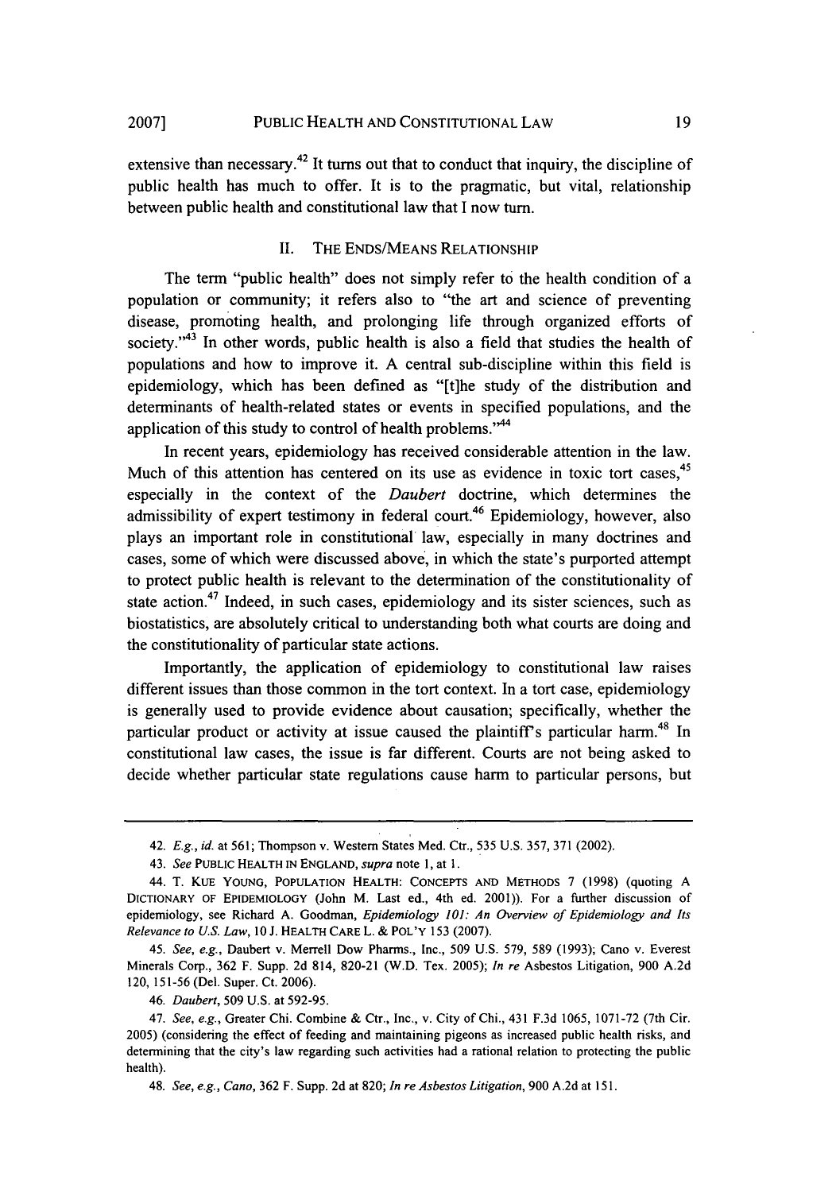extensive than necessary.[42] It turns out that to conduct that inquiry, the discipline of public health has much to offer. It is to the pragmatic, but vital, relationship between public health and constitutional law that I now turn.

## II. THE ENDS/MEANS RELATIONSHIP

The term "public health" does not simply refer to the health condition of a population or community; it refers also to "the art and science of preventing disease, promoting health, and prolonging life through organized efforts of society."[43] In other words, public health is also a field that studies the health of populations and how to improve it. A central sub-discipline within this field is epidemiology, which has been defined as "[t]he study of the distribution and determinants of health-related states or events in specified populations, and the application of this study to control of health problems."[44]

In recent years, epidemiology has received considerable attention in the law. Much of this attention has centered on its use as evidence in toxic tort cases,[45] especially in the context of the *Daubert* doctrine, which determines the admissibility of expert testimony in federal court.[46] Epidemiology, however, also plays an important role in constitutional law, especially in many doctrines and cases, some of which were discussed above, in which the state's purported attempt to protect public health is relevant to the determination of the constitutionality of state action.[47] Indeed, in such cases, epidemiology and its sister sciences, such as biostatistics, are absolutely critical to understanding both what courts are doing and the constitutionality of particular state actions.

Importantly, the application of epidemiology to constitutional law raises different issues than those common in the tort context. In a tort case, epidemiology is generally used to provide evidence about causation; specifically, whether the particular product or activity at issue caused the plaintiff's particular harm.[48] In constitutional law cases, the issue is far different. Courts are not being asked to decide whether particular state regulations cause harm to particular persons, but

---

42. *E.g.*, *id.* at 561; Thompson v. Western States Med. Ctr., 535 U.S. 357, 371 (2002).

43. *See* PUBLIC HEALTH IN ENGLAND, *supra* note 1, at 1.

44. T. KUE YOUNG, POPULATION HEALTH: CONCEPTS AND METHODS 7 (1998) (quoting A DICTIONARY OF EPIDEMIOLOGY (John M. Last ed., 4th ed. 2001)). For a further discussion of epidemiology, see Richard A. Goodman, *Epidemiology 101: An Overview of Epidemiology and Its Relevance to U.S. Law*, 10 J. HEALTH CARE L. & POL'Y 153 (2007).

45. *See, e.g.*, Daubert v. Merrell Dow Pharms., Inc., 509 U.S. 579, 589 (1993); Cano v. Everest Minerals Corp., 362 F. Supp. 2d 814, 820-21 (W.D. Tex. 2005); *In re* Asbestos Litigation, 900 A.2d 120, 151-56 (Del. Super. Ct. 2006).

46. *Daubert*, 509 U.S. at 592-95.

47. *See, e.g.*, Greater Chi. Combine & Ctr., Inc., v. City of Chi., 431 F.3d 1065, 1071-72 (7th Cir. 2005) (considering the effect of feeding and maintaining pigeons as increased public health risks, and determining that the city's law regarding such activities had a rational relation to protecting the public health).

48. *See, e.g.*, *Cano*, 362 F. Supp. 2d at 820; *In re Asbestos Litigation*, 900 A.2d at 151.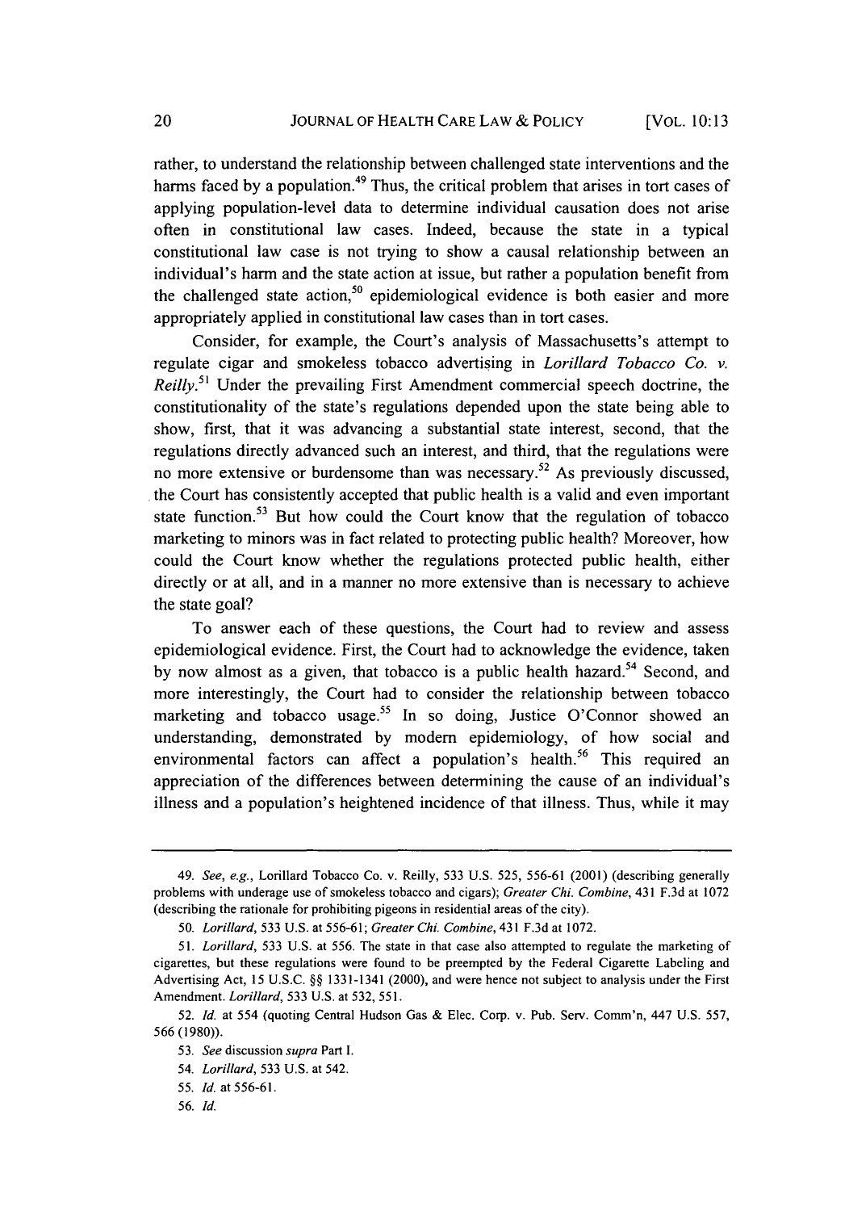rather, to understand the relationship between challenged state interventions and the harms faced by a population.[49] Thus, the critical problem that arises in tort cases of applying population-level data to determine individual causation does not arise often in constitutional law cases. Indeed, because the state in a typical constitutional law case is not trying to show a causal relationship between an individual's harm and the state action at issue, but rather a population benefit from the challenged state action,[50] epidemiological evidence is both easier and more appropriately applied in constitutional law cases than in tort cases.

Consider, for example, the Court's analysis of Massachusetts's attempt to regulate cigar and smokeless tobacco advertising in *Lorillard Tobacco Co. v. Reilly*.[51] Under the prevailing First Amendment commercial speech doctrine, the constitutionality of the state's regulations depended upon the state being able to show, first, that it was advancing a substantial state interest, second, that the regulations directly advanced such an interest, and third, that the regulations were no more extensive or burdensome than was necessary.[52] As previously discussed, the Court has consistently accepted that public health is a valid and even important state function.[53] But how could the Court know that the regulation of tobacco marketing to minors was in fact related to protecting public health? Moreover, how could the Court know whether the regulations protected public health, either directly or at all, and in a manner no more extensive than is necessary to achieve the state goal?

To answer each of these questions, the Court had to review and assess epidemiological evidence. First, the Court had to acknowledge the evidence, taken by now almost as a given, that tobacco is a public health hazard.[54] Second, and more interestingly, the Court had to consider the relationship between tobacco marketing and tobacco usage.[55] In so doing, Justice O'Connor showed an understanding, demonstrated by modern epidemiology, of how social and environmental factors can affect a population's health.[56] This required an appreciation of the differences between determining the cause of an individual's illness and a population's heightened incidence of that illness. Thus, while it may

---

49. *See, e.g.*, Lorillard Tobacco Co. v. Reilly, 533 U.S. 525, 556-61 (2001) (describing generally problems with underage use of smokeless tobacco and cigars); *Greater Chi. Combine*, 431 F.3d at 1072 (describing the rationale for prohibiting pigeons in residential areas of the city).

50. *Lorillard*, 533 U.S. at 556-61; *Greater Chi. Combine*, 431 F.3d at 1072.

51. *Lorillard*, 533 U.S. at 556. The state in that case also attempted to regulate the marketing of cigarettes, but these regulations were found to be preempted by the Federal Cigarette Labeling and Advertising Act, 15 U.S.C. §§ 1331-1341 (2000), and were hence not subject to analysis under the First Amendment. *Lorillard*, 533 U.S. at 532, 551.

52. *Id.* at 554 (quoting Central Hudson Gas & Elec. Corp. v. Pub. Serv. Comm'n, 447 U.S. 557, 566 (1980)).

53. *See* discussion *supra* Part I.

54. *Lorillard*, 533 U.S. at 542.

55. *Id.* at 556-61.

56. *Id.*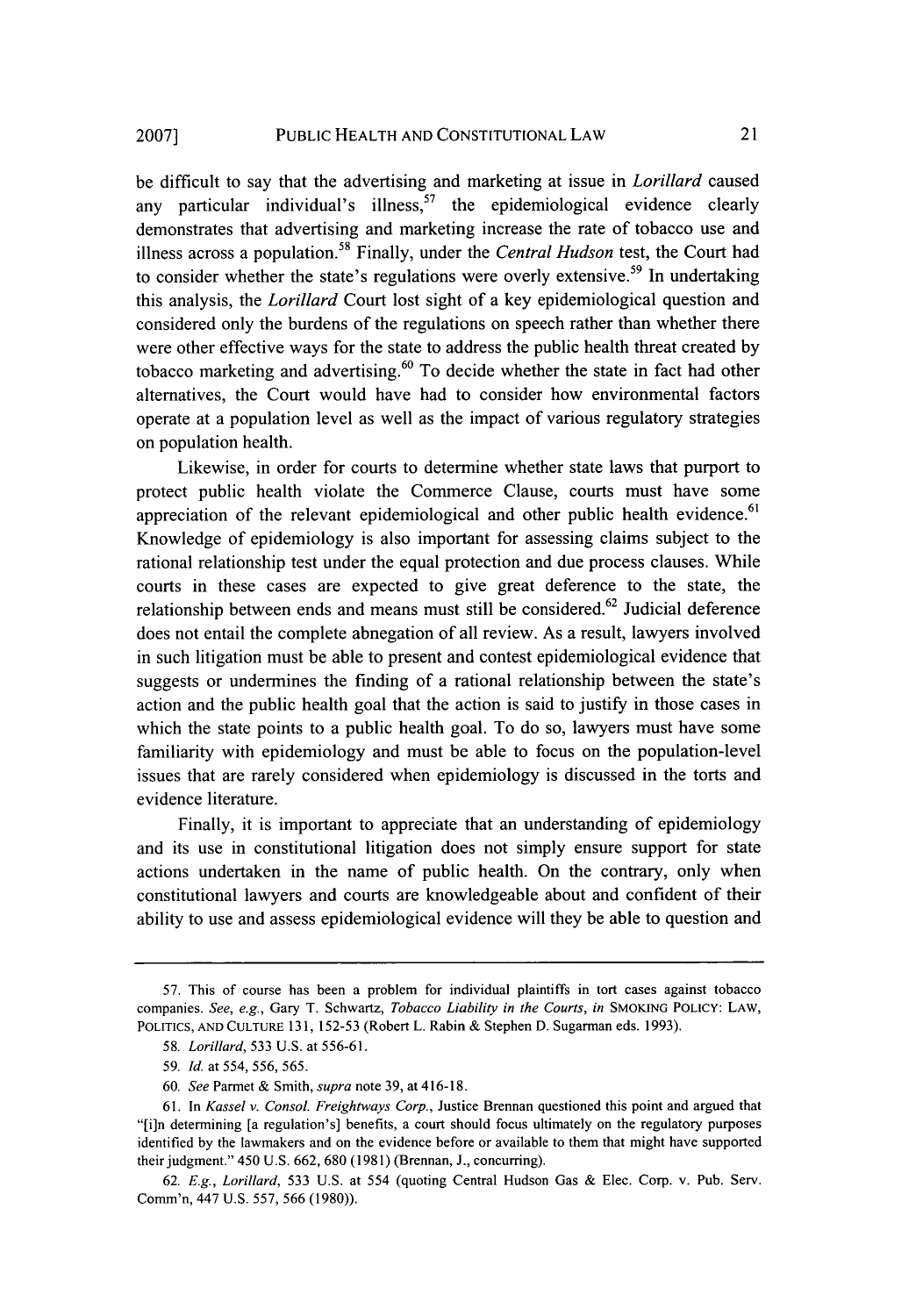be difficult to say that the advertising and marketing at issue in *Lorillard* caused any particular individual's illness,[57] the epidemiological evidence clearly demonstrates that advertising and marketing increase the rate of tobacco use and illness across a population.[58] Finally, under the *Central Hudson* test, the Court had to consider whether the state's regulations were overly extensive.[59] In undertaking this analysis, the *Lorillard* Court lost sight of a key epidemiological question and considered only the burdens of the regulations on speech rather than whether there were other effective ways for the state to address the public health threat created by tobacco marketing and advertising.[60] To decide whether the state in fact had other alternatives, the Court would have had to consider how environmental factors operate at a population level as well as the impact of various regulatory strategies on population health.

Likewise, in order for courts to determine whether state laws that purport to protect public health violate the Commerce Clause, courts must have some appreciation of the relevant epidemiological and other public health evidence.[61] Knowledge of epidemiology is also important for assessing claims subject to the rational relationship test under the equal protection and due process clauses. While courts in these cases are expected to give great deference to the state, the relationship between ends and means must still be considered.[62] Judicial deference does not entail the complete abnegation of all review. As a result, lawyers involved in such litigation must be able to present and contest epidemiological evidence that suggests or undermines the finding of a rational relationship between the state's action and the public health goal that the action is said to justify in those cases in which the state points to a public health goal. To do so, lawyers must have some familiarity with epidemiology and must be able to focus on the population-level issues that are rarely considered when epidemiology is discussed in the torts and evidence literature.

Finally, it is important to appreciate that an understanding of epidemiology and its use in constitutional litigation does not simply ensure support for state actions undertaken in the name of public health. On the contrary, only when constitutional lawyers and courts are knowledgeable about and confident of their ability to use and assess epidemiological evidence will they be able to question and

---

57. This of course has been a problem for individual plaintiffs in tort cases against tobacco companies. *See, e.g.*, Gary T. Schwartz, *Tobacco Liability in the Courts*, *in* SMOKING POLICY: LAW, POLITICS, AND CULTURE 131, 152-53 (Robert L. Rabin & Stephen D. Sugarman eds. 1993).

58. *Lorillard*, 533 U.S. at 556-61.

59. *Id.* at 554, 556, 565.

60. *See* Parmet & Smith, *supra* note 39, at 416-18.

61. In *Kassel v. Consol. Freightways Corp.*, Justice Brennan questioned this point and argued that "[i]n determining [a regulation's] benefits, a court should focus ultimately on the regulatory purposes identified by the lawmakers and on the evidence before or available to them that might have supported their judgment." 450 U.S. 662, 680 (1981) (Brennan, J., concurring).

62. *E.g.*, *Lorillard*, 533 U.S. at 554 (quoting Central Hudson Gas & Elec. Corp. v. Pub. Serv. Comm'n, 447 U.S. 557, 566 (1980)).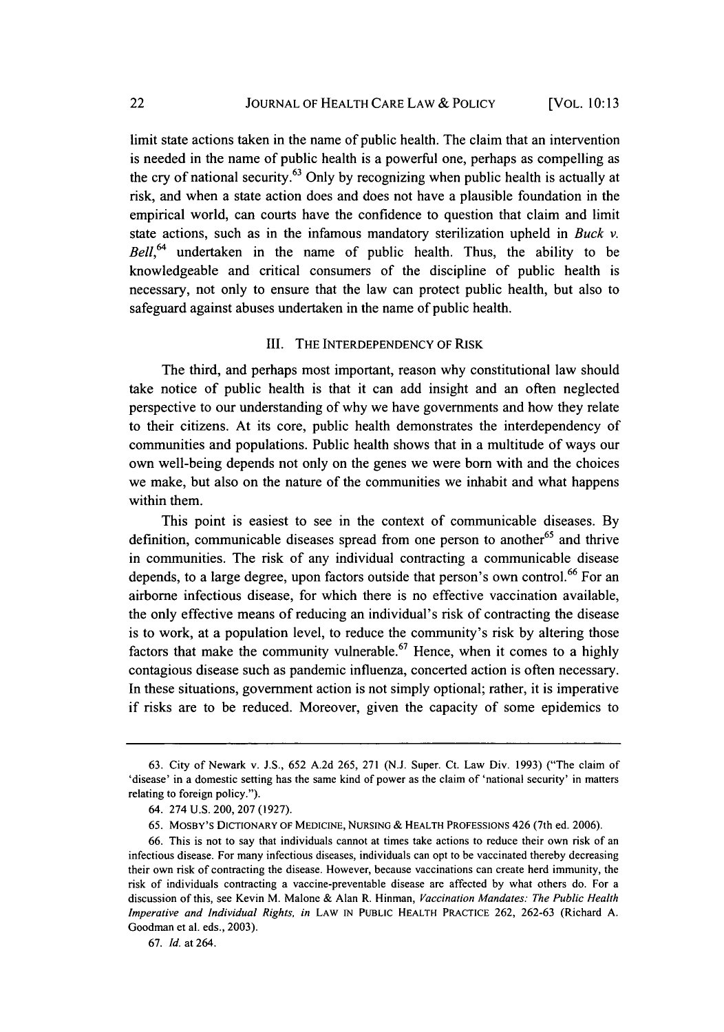limit state actions taken in the name of public health. The claim that an intervention is needed in the name of public health is a powerful one, perhaps as compelling as the cry of national security.[63] Only by recognizing when public health is actually at risk, and when a state action does and does not have a plausible foundation in the empirical world, can courts have the confidence to question that claim and limit state actions, such as in the infamous mandatory sterilization upheld in *Buck v. Bell*,[64] undertaken in the name of public health. Thus, the ability to be knowledgeable and critical consumers of the discipline of public health is necessary, not only to ensure that the law can protect public health, but also to safeguard against abuses undertaken in the name of public health.

## III. THE INTERDEPENDENCY OF RISK

The third, and perhaps most important, reason why constitutional law should take notice of public health is that it can add insight and an often neglected perspective to our understanding of why we have governments and how they relate to their citizens. At its core, public health demonstrates the interdependency of communities and populations. Public health shows that in a multitude of ways our own well-being depends not only on the genes we were born with and the choices we make, but also on the nature of the communities we inhabit and what happens within them.

This point is easiest to see in the context of communicable diseases. By definition, communicable diseases spread from one person to another[65] and thrive in communities. The risk of any individual contracting a communicable disease depends, to a large degree, upon factors outside that person's own control.[66] For an airborne infectious disease, for which there is no effective vaccination available, the only effective means of reducing an individual's risk of contracting the disease is to work, at a population level, to reduce the community's risk by altering those factors that make the community vulnerable.[67] Hence, when it comes to a highly contagious disease such as pandemic influenza, concerted action is often necessary. In these situations, government action is not simply optional; rather, it is imperative if risks are to be reduced. Moreover, given the capacity of some epidemics to

---

63. City of Newark v. J.S., 652 A.2d 265, 271 (N.J. Super. Ct. Law Div. 1993) ("The claim of 'disease' in a domestic setting has the same kind of power as the claim of 'national security' in matters relating to foreign policy.").

64. 274 U.S. 200, 207 (1927).

65. MOSBY'S DICTIONARY OF MEDICINE, NURSING & HEALTH PROFESSIONS 426 (7th ed. 2006).

66. This is not to say that individuals cannot at times take actions to reduce their own risk of an infectious disease. For many infectious diseases, individuals can opt to be vaccinated thereby decreasing their own risk of contracting the disease. However, because vaccinations can create herd immunity, the risk of individuals contracting a vaccine-preventable disease are affected by what others do. For a discussion of this, see Kevin M. Malone & Alan R. Hinman, *Vaccination Mandates: The Public Health Imperative and Individual Rights*, *in* LAW IN PUBLIC HEALTH PRACTICE 262, 262-63 (Richard A. Goodman et al. eds., 2003).

67. *Id.* at 264.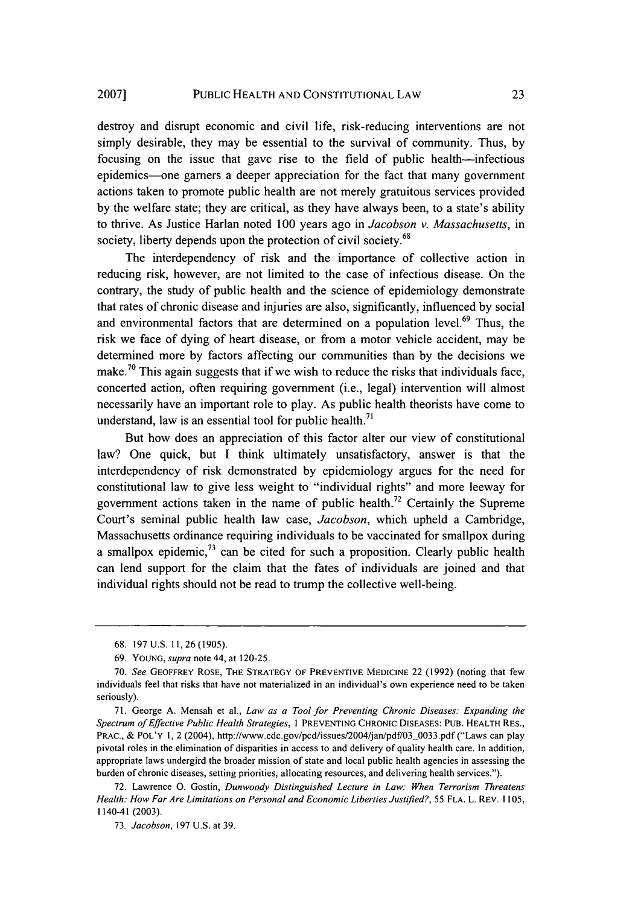destroy and disrupt economic and civil life, risk-reducing interventions are not simply desirable, they may be essential to the survival of community. Thus, by focusing on the issue that gave rise to the field of public health—infectious epidemics—one garners a deeper appreciation for the fact that many government actions taken to promote public health are not merely gratuitous services provided by the welfare state; they are critical, as they have always been, to a state's ability to thrive. As Justice Harlan noted 100 years ago in *Jacobson v. Massachusetts*, in society, liberty depends upon the protection of civil society.[68]

The interdependency of risk and the importance of collective action in reducing risk, however, are not limited to the case of infectious disease. On the contrary, the study of public health and the science of epidemiology demonstrate that rates of chronic disease and injuries are also, significantly, influenced by social and environmental factors that are determined on a population level.[69] Thus, the risk we face of dying of heart disease, or from a motor vehicle accident, may be determined more by factors affecting our communities than by the decisions we make.[70] This again suggests that if we wish to reduce the risks that individuals face, concerted action, often requiring government (i.e., legal) intervention will almost necessarily have an important role to play. As public health theorists have come to understand, law is an essential tool for public health.[71]

But how does an appreciation of this factor alter our view of constitutional law? One quick, but I think ultimately unsatisfactory, answer is that the interdependency of risk demonstrated by epidemiology argues for the need for constitutional law to give less weight to "individual rights" and more leeway for government actions taken in the name of public health.[72] Certainly the Supreme Court's seminal public health law case, *Jacobson*, which upheld a Cambridge, Massachusetts ordinance requiring individuals to be vaccinated for smallpox during a smallpox epidemic,[73] can be cited for such a proposition. Clearly public health can lend support for the claim that the fates of individuals are joined and that individual rights should not be read to trump the collective well-being.

---

68. 197 U.S. 11, 26 (1905).

69. YOUNG, *supra* note 44, at 120-25.

70. *See* GEOFFREY ROSE, THE STRATEGY OF PREVENTIVE MEDICINE 22 (1992) (noting that few individuals feel that risks that have not materialized in an individual's own experience need to be taken seriously).

71. George A. Mensah et al., *Law as a Tool for Preventing Chronic Diseases: Expanding the Spectrum of Effective Public Health Strategies*, 1 PREVENTING CHRONIC DISEASES: PUB. HEALTH RES., PRAC., & POL'Y 1, 2 (2004), http://www.cdc.gov/pcd/issues/2004/jan/pdf/03_0033.pdf ("Laws can play pivotal roles in the elimination of disparities in access to and delivery of quality health care. In addition, appropriate laws undergird the broader mission of state and local public health agencies in assessing the burden of chronic diseases, setting priorities, allocating resources, and delivering health services.").

72. Lawrence O. Gostin, *Dunwoody Distinguished Lecture in Law: When Terrorism Threatens Health: How Far Are Limitations on Personal and Economic Liberties Justified?*, 55 FLA. L. REV. 1105, 1140-41 (2003).

73. *Jacobson*, 197 U.S. at 39.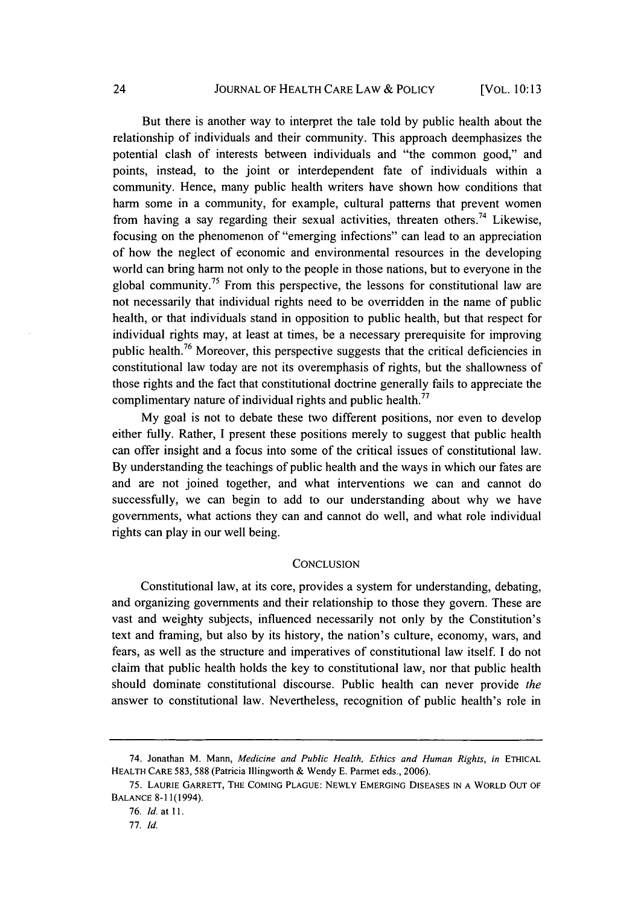But there is another way to interpret the tale told by public health about the relationship of individuals and their community. This approach deemphasizes the potential clash of interests between individuals and "the common good," and points, instead, to the joint or interdependent fate of individuals within a community. Hence, many public health writers have shown how conditions that harm some in a community, for example, cultural patterns that prevent women from having a say regarding their sexual activities, threaten others.[74] Likewise, focusing on the phenomenon of "emerging infections" can lead to an appreciation of how the neglect of economic and environmental resources in the developing world can bring harm not only to the people in those nations, but to everyone in the global community.[75] From this perspective, the lessons for constitutional law are not necessarily that individual rights need to be overridden in the name of public health, or that individuals stand in opposition to public health, but that respect for individual rights may, at least at times, be a necessary prerequisite for improving public health.[76] Moreover, this perspective suggests that the critical deficiencies in constitutional law today are not its overemphasis of rights, but the shallowness of those rights and the fact that constitutional doctrine generally fails to appreciate the complimentary nature of individual rights and public health.[77]

My goal is not to debate these two different positions, nor even to develop either fully. Rather, I present these positions merely to suggest that public health can offer insight and a focus into some of the critical issues of constitutional law. By understanding the teachings of public health and the ways in which our fates are and are not joined together, and what interventions we can and cannot do successfully, we can begin to add to our understanding about why we have governments, what actions they can and cannot do well, and what role individual rights can play in our well being.

## CONCLUSION

Constitutional law, at its core, provides a system for understanding, debating, and organizing governments and their relationship to those they govern. These are vast and weighty subjects, influenced necessarily not only by the Constitution's text and framing, but also by its history, the nation's culture, economy, wars, and fears, as well as the structure and imperatives of constitutional law itself. I do not claim that public health holds the key to constitutional law, nor that public health should dominate constitutional discourse. Public health can never provide *the* answer to constitutional law. Nevertheless, recognition of public health's role in

---

74. Jonathan M. Mann, *Medicine and Public Health, Ethics and Human Rights*, *in* ETHICAL HEALTH CARE 583, 588 (Patricia Illingworth & Wendy E. Parmet eds., 2006).

75. LAURIE GARRETT, THE COMING PLAGUE: NEWLY EMERGING DISEASES IN A WORLD OUT OF BALANCE 8-11(1994).

76. *Id.* at 11.

77. *Id.*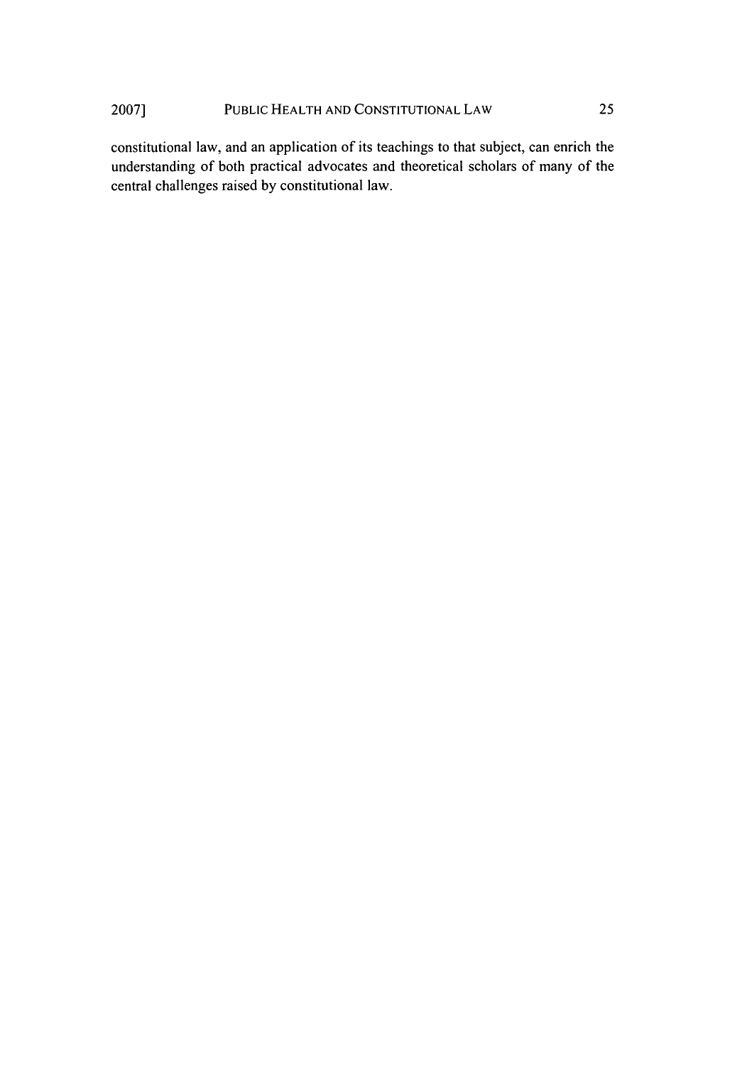constitutional law, and an application of its teachings to that subject, can enrich the understanding of both practical advocates and theoretical scholars of many of the central challenges raised by constitutional law.